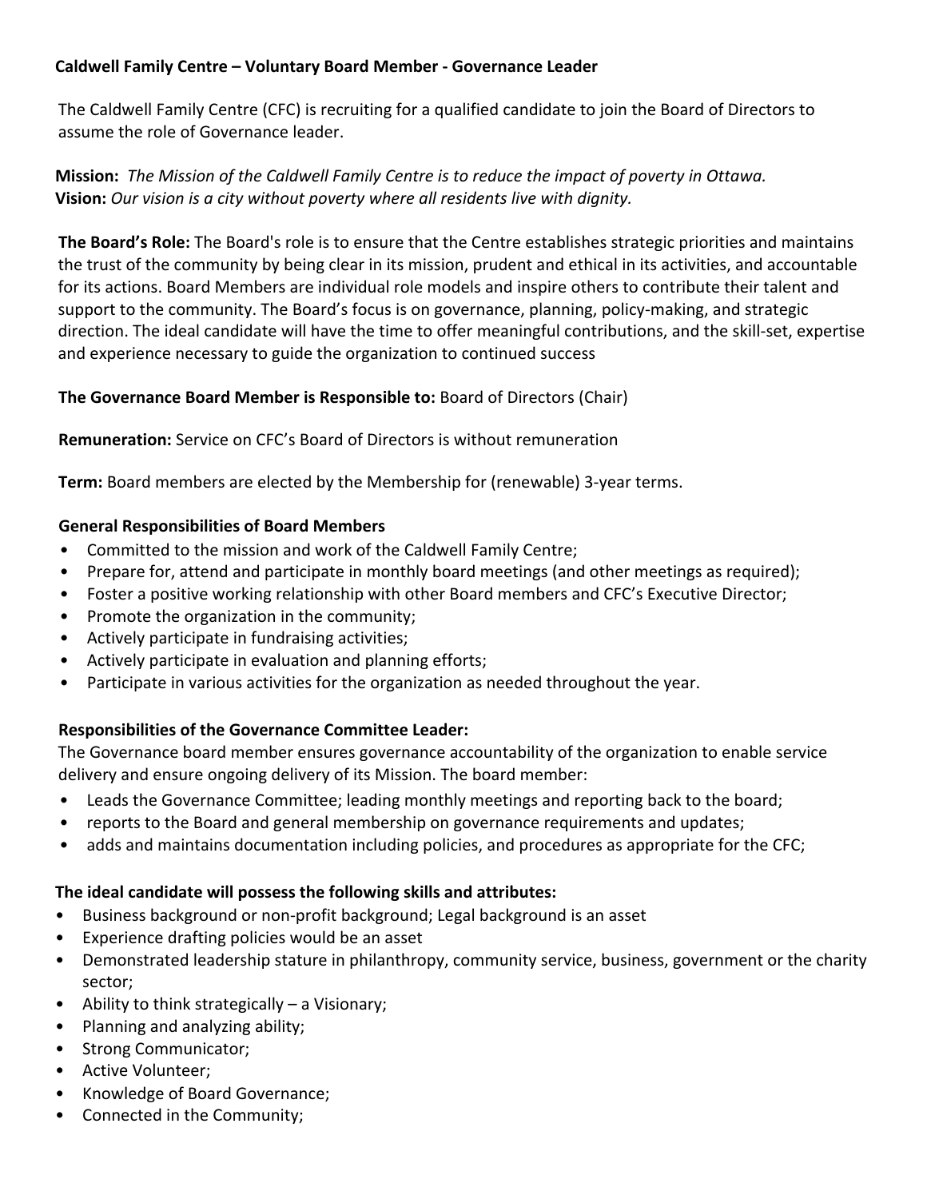**Caldwell Family Centre – Voluntary Board Member - Governance Leader**

The Caldwell Family Centre (CFC) is recruiting for a qualified candidate to join the Board of Directors to assume the role of Governance leader.

**Mission:** *The Mission of the Caldwell Family Centre is to reduce the impact of poverty in Ottawa.*
**Vision:** *Our vision is a city without poverty where all residents live with dignity.*

**The Board's Role:** The Board's role is to ensure that the Centre establishes strategic priorities and maintains the trust of the community by being clear in its mission, prudent and ethical in its activities, and accountable for its actions. Board Members are individual role models and inspire others to contribute their talent and support to the community. The Board's focus is on governance, planning, policy-making, and strategic direction. The ideal candidate will have the time to offer meaningful contributions, and the skill-set, expertise and experience necessary to guide the organization to continued success

**The Governance Board Member is Responsible to:** Board of Directors (Chair)

**Remuneration:** Service on CFC's Board of Directors is without remuneration

**Term:** Board members are elected by the Membership for (renewable) 3-year terms.

**General Responsibilities of Board Members**

- Committed to the mission and work of the Caldwell Family Centre;
- Prepare for, attend and participate in monthly board meetings (and other meetings as required);
- Foster a positive working relationship with other Board members and CFC's Executive Director;
- Promote the organization in the community;
- Actively participate in fundraising activities;
- Actively participate in evaluation and planning efforts;
- Participate in various activities for the organization as needed throughout the year.

**Responsibilities of the Governance Committee Leader:**

The Governance board member ensures governance accountability of the organization to enable service delivery and ensure ongoing delivery of its Mission. The board member:

- Leads the Governance Committee; leading monthly meetings and reporting back to the board;
- reports to the Board and general membership on governance requirements and updates;
- adds and maintains documentation including policies, and procedures as appropriate for the CFC;

**The ideal candidate will possess the following skills and attributes:**

- Business background or non-profit background; Legal background is an asset
- Experience drafting policies would be an asset
- Demonstrated leadership stature in philanthropy, community service, business, government or the charity sector;
- Ability to think strategically – a Visionary;
- Planning and analyzing ability;
- Strong Communicator;
- Active Volunteer;
- Knowledge of Board Governance;
- Connected in the Community;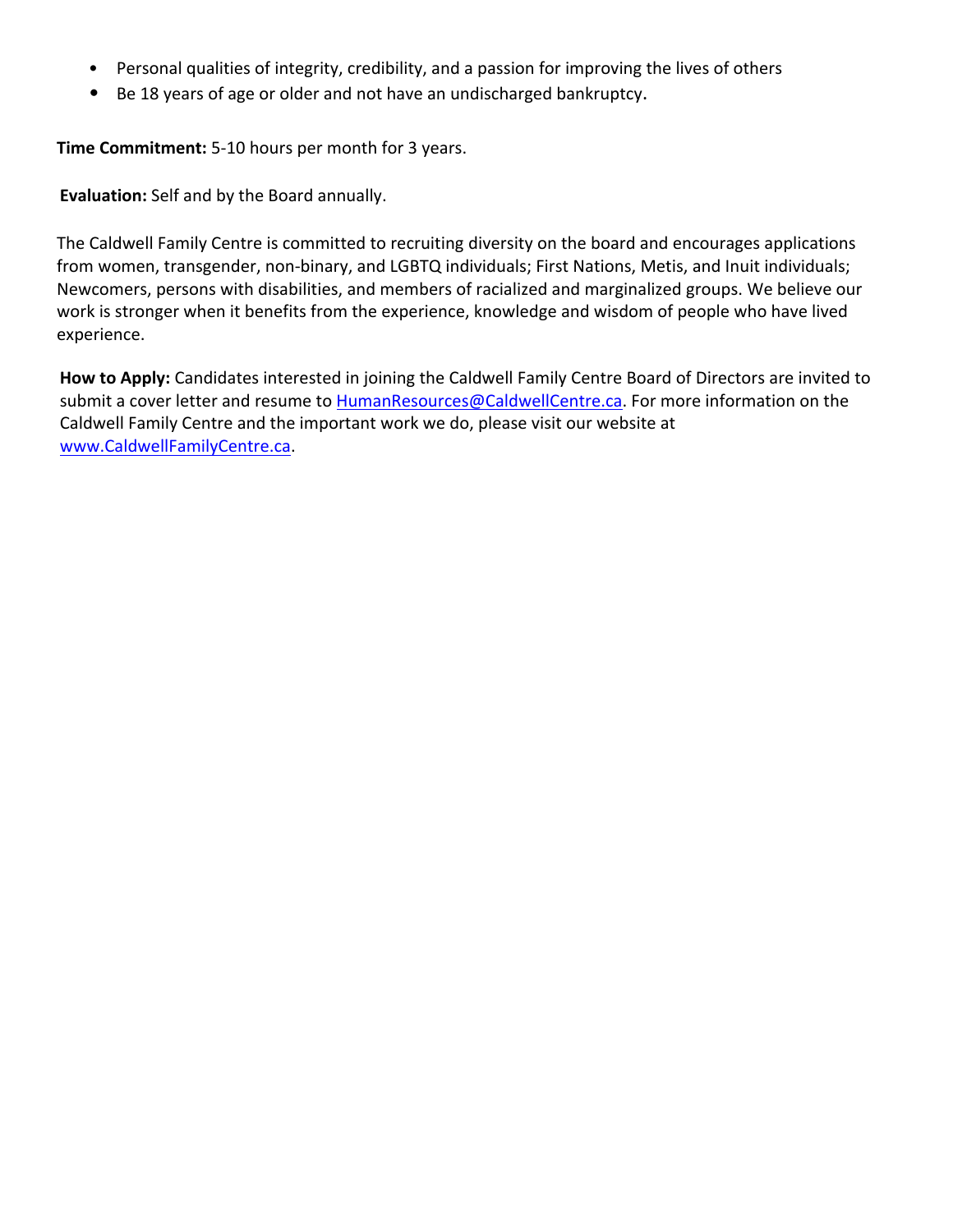- Personal qualities of integrity, credibility, and a passion for improving the lives of others
- Be 18 years of age or older and not have an undischarged bankruptcy.

**Time Commitment:** 5-10 hours per month for 3 years.

**Evaluation:** Self and by the Board annually.

The Caldwell Family Centre is committed to recruiting diversity on the board and encourages applications from women, transgender, non-binary, and LGBTQ individuals; First Nations, Metis, and Inuit individuals; Newcomers, persons with disabilities, and members of racialized and marginalized groups. We believe our work is stronger when it benefits from the experience, knowledge and wisdom of people who have lived experience.

**How to Apply:** Candidates interested in joining the Caldwell Family Centre Board of Directors are invited to submit a cover letter and resume to HumanResources@CaldwellCentre.ca. For more information on the Caldwell Family Centre and the important work we do, please visit our website at www.CaldwellFamilyCentre.ca.